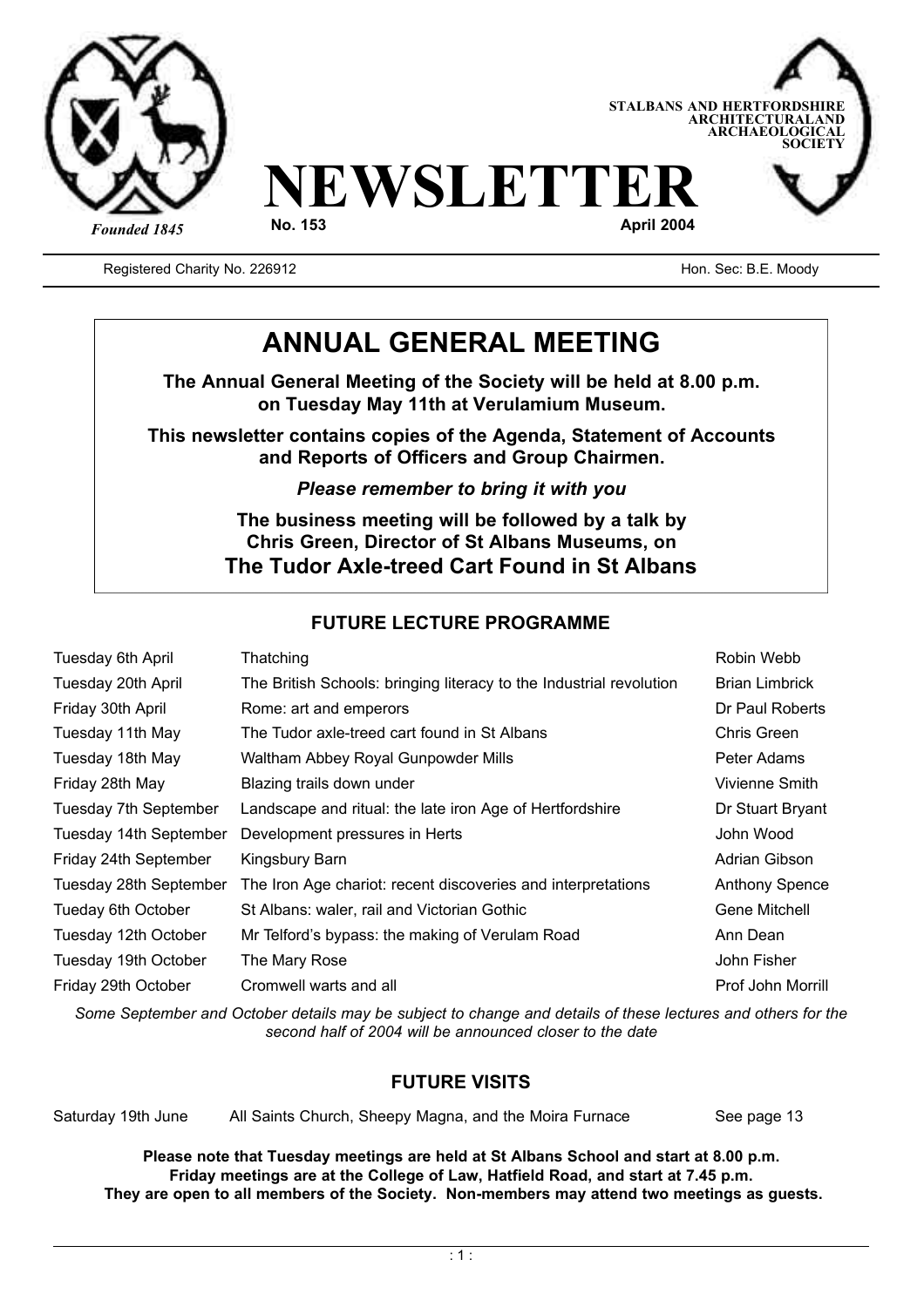STALBANS AND HERTFORDSHIRE ARCHITECTURALAND ARCHAEOLOGICAL SOCIETY

*Founded 1845*

# NEWSLETTER

**No. 153** **April 2004**

Registered Charity No. 226912 Hon. Sec: B.E. Moody

## ANNUAL GENERAL MEETING

**The Annual General Meeting of the Society will be held at 8.00 p.m. on Tuesday May 11th at Verulamium Museum.**

**This newsletter contains copies of the Agenda, Statement of Accounts and Reports of Officers and Group Chairmen.**

***Please remember to bring it with you***

**The business meeting will be followed by a talk by Chris Green, Director of St Albans Museums, on**
**The Tudor Axle-treed Cart Found in St Albans**

## FUTURE LECTURE PROGRAMME

| | | |
|---|---|---|
| Tuesday 6th April | Thatching | Robin Webb |
| Tuesday 20th April | The British Schools: bringing literacy to the Industrial revolution | Brian Limbrick |
| Friday 30th April | Rome: art and emperors | Dr Paul Roberts |
| Tuesday 11th May | The Tudor axle-treed cart found in St Albans | Chris Green |
| Tuesday 18th May | Waltham Abbey Royal Gunpowder Mills | Peter Adams |
| Friday 28th May | Blazing trails down under | Vivienne Smith |
| Tuesday 7th September | Landscape and ritual: the late iron Age of Hertfordshire | Dr Stuart Bryant |
| Tuesday 14th September | Development pressures in Herts | John Wood |
| Friday 24th September | Kingsbury Barn | Adrian Gibson |
| Tuesday 28th September | The Iron Age chariot: recent discoveries and interpretations | Anthony Spence |
| Tueday 6th October | St Albans: waler, rail and Victorian Gothic | Gene Mitchell |
| Tuesday 12th October | Mr Telford's bypass: the making of Verulam Road | Ann Dean |
| Tuesday 19th October | The Mary Rose | John Fisher |
| Friday 29th October | Cromwell warts and all | Prof John Morrill |

*Some September and October details may be subject to change and details of these lectures and others for the second half of 2004 will be announced closer to the date*

## FUTURE VISITS

| | | |
|---|---|---|
| Saturday 19th June | All Saints Church, Sheepy Magna, and the Moira Furnace | See page 13 |

**Please note that Tuesday meetings are held at St Albans School and start at 8.00 p.m. Friday meetings are at the College of Law, Hatfield Road, and start at 7.45 p.m. They are open to all members of the Society. Non-members may attend two meetings as guests.**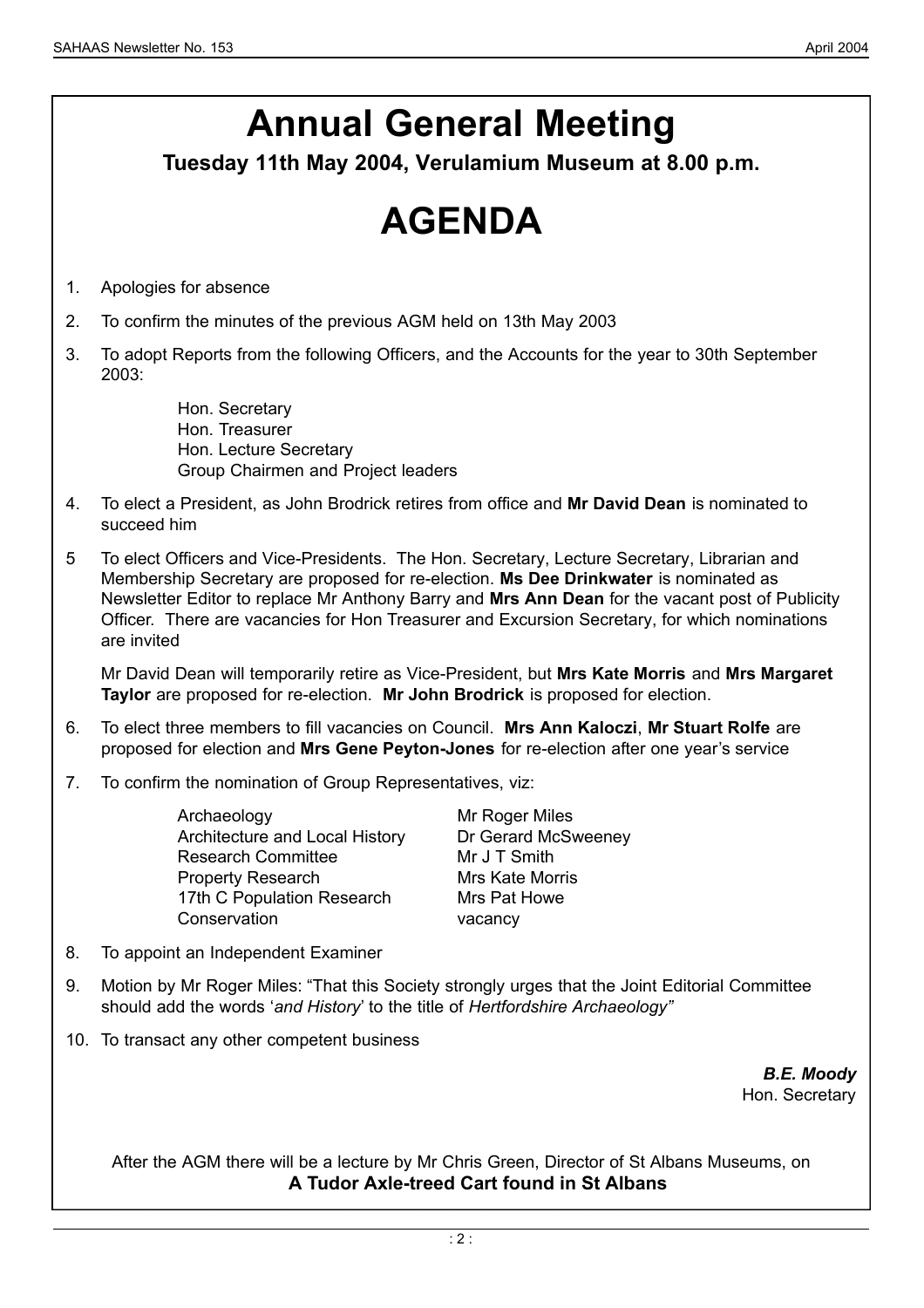# Annual General Meeting

**Tuesday 11th May 2004, Verulamium Museum at 8.00 p.m.**

# AGENDA

1. Apologies for absence
2. To confirm the minutes of the previous AGM held on 13th May 2003
3. To adopt Reports from the following Officers, and the Accounts for the year to 30th September 2003:

    Hon. Secretary
    Hon. Treasurer
    Hon. Lecture Secretary
    Group Chairmen and Project leaders

4. To elect a President, as John Brodrick retires from office and **Mr David Dean** is nominated to succeed him
5. To elect Officers and Vice-Presidents. The Hon. Secretary, Lecture Secretary, Librarian and Membership Secretary are proposed for re-election. **Ms Dee Drinkwater** is nominated as Newsletter Editor to replace Mr Anthony Barry and **Mrs Ann Dean** for the vacant post of Publicity Officer. There are vacancies for Hon Treasurer and Excursion Secretary, for which nominations are invited

    Mr David Dean will temporarily retire as Vice-President, but **Mrs Kate Morris** and **Mrs Margaret Taylor** are proposed for re-election. **Mr John Brodrick** is proposed for election.

6. To elect three members to fill vacancies on Council. **Mrs Ann Kaloczi**, **Mr Stuart Rolfe** are proposed for election and **Mrs Gene Peyton-Jones** for re-election after one year's service
7. To confirm the nomination of Group Representatives, viz:

| | |
|---|---|
| Archaeology | Mr Roger Miles |
| Architecture and Local History | Dr Gerard McSweeney |
| Research Committee | Mr J T Smith |
| Property Research | Mrs Kate Morris |
| 17th C Population Research | Mrs Pat Howe |
| Conservation | vacancy |

8. To appoint an Independent Examiner
9. Motion by Mr Roger Miles: "That this Society strongly urges that the Joint Editorial Committee should add the words '*and History*' to the title of *Hertfordshire Archaeology"*
10. To transact any other competent business

***B.E. Moody***
Hon. Secretary

After the AGM there will be a lecture by Mr Chris Green, Director of St Albans Museums, on
**A Tudor Axle-treed Cart found in St Albans**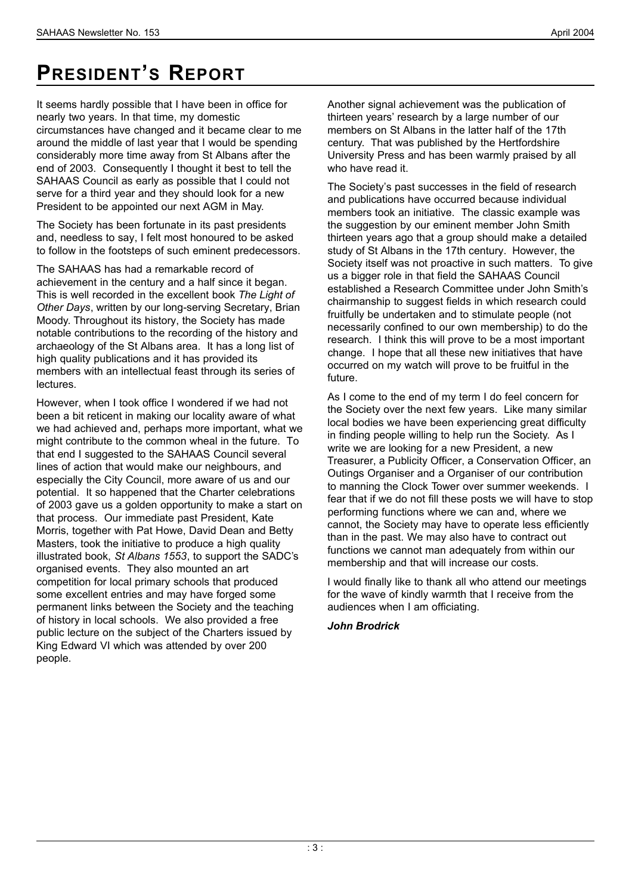# President's Report

It seems hardly possible that I have been in office for nearly two years. In that time, my domestic circumstances have changed and it became clear to me around the middle of last year that I would be spending considerably more time away from St Albans after the end of 2003. Consequently I thought it best to tell the SAHAAS Council as early as possible that I could not serve for a third year and they should look for a new President to be appointed our next AGM in May.

The Society has been fortunate in its past presidents and, needless to say, I felt most honoured to be asked to follow in the footsteps of such eminent predecessors.

The SAHAAS has had a remarkable record of achievement in the century and a half since it began. This is well recorded in the excellent book *The Light of Other Days*, written by our long-serving Secretary, Brian Moody. Throughout its history, the Society has made notable contributions to the recording of the history and archaeology of the St Albans area. It has a long list of high quality publications and it has provided its members with an intellectual feast through its series of lectures.

However, when I took office I wondered if we had not been a bit reticent in making our locality aware of what we had achieved and, perhaps more important, what we might contribute to the common wheal in the future. To that end I suggested to the SAHAAS Council several lines of action that would make our neighbours, and especially the City Council, more aware of us and our potential. It so happened that the Charter celebrations of 2003 gave us a golden opportunity to make a start on that process. Our immediate past President, Kate Morris, together with Pat Howe, David Dean and Betty Masters, took the initiative to produce a high quality illustrated book, *St Albans 1553*, to support the SADC's organised events. They also mounted an art competition for local primary schools that produced some excellent entries and may have forged some permanent links between the Society and the teaching of history in local schools. We also provided a free public lecture on the subject of the Charters issued by King Edward VI which was attended by over 200 people.

Another signal achievement was the publication of thirteen years' research by a large number of our members on St Albans in the latter half of the 17th century. That was published by the Hertfordshire University Press and has been warmly praised by all who have read it.

The Society's past successes in the field of research and publications have occurred because individual members took an initiative. The classic example was the suggestion by our eminent member John Smith thirteen years ago that a group should make a detailed study of St Albans in the 17th century. However, the Society itself was not proactive in such matters. To give us a bigger role in that field the SAHAAS Council established a Research Committee under John Smith's chairmanship to suggest fields in which research could fruitfully be undertaken and to stimulate people (not necessarily confined to our own membership) to do the research. I think this will prove to be a most important change. I hope that all these new initiatives that have occurred on my watch will prove to be fruitful in the future.

As I come to the end of my term I do feel concern for the Society over the next few years. Like many similar local bodies we have been experiencing great difficulty in finding people willing to help run the Society. As I write we are looking for a new President, a new Treasurer, a Publicity Officer, a Conservation Officer, an Outings Organiser and a Organiser of our contribution to manning the Clock Tower over summer weekends. I fear that if we do not fill these posts we will have to stop performing functions where we can and, where we cannot, the Society may have to operate less efficiently than in the past. We may also have to contract out functions we cannot man adequately from within our membership and that will increase our costs.

I would finally like to thank all who attend our meetings for the wave of kindly warmth that I receive from the audiences when I am officiating.

***John Brodrick***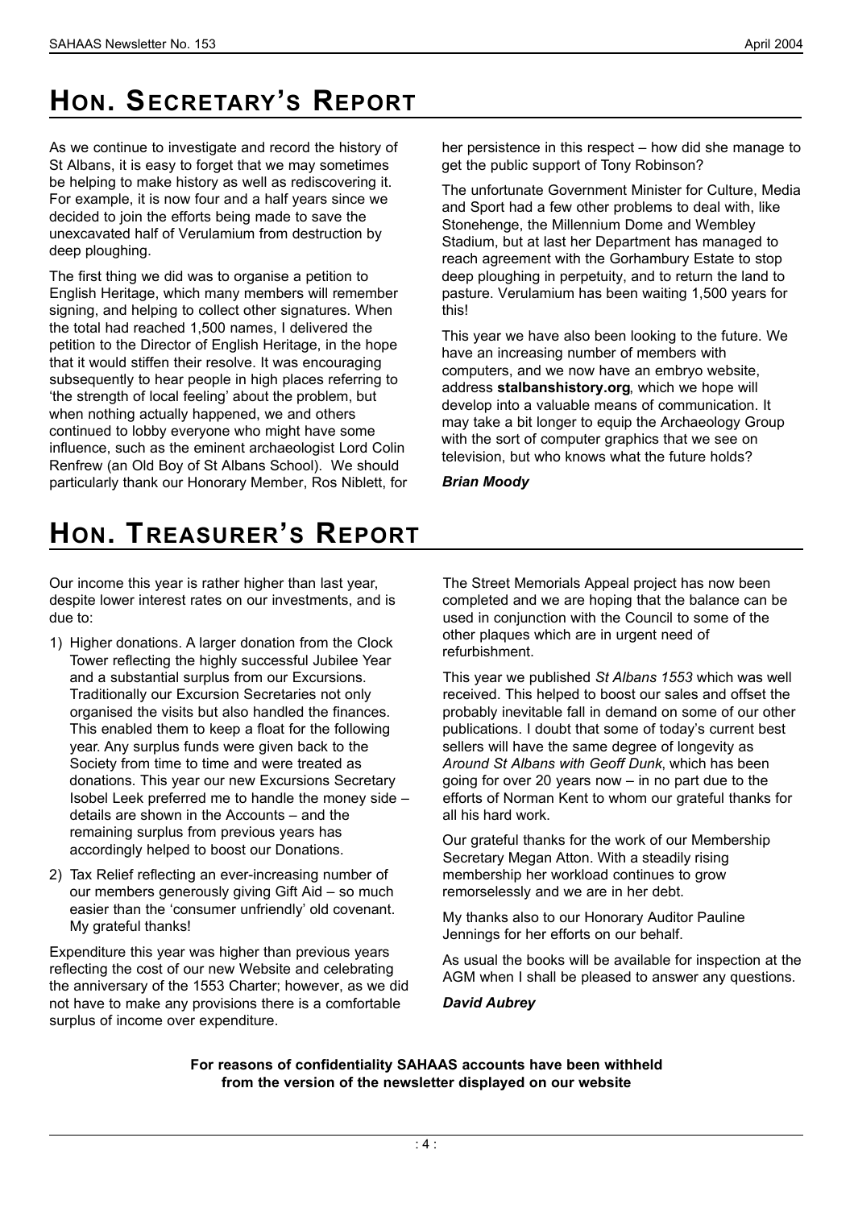# Hon. Secretary's Report

As we continue to investigate and record the history of St Albans, it is easy to forget that we may sometimes be helping to make history as well as rediscovering it. For example, it is now four and a half years since we decided to join the efforts being made to save the unexcavated half of Verulamium from destruction by deep ploughing.

The first thing we did was to organise a petition to English Heritage, which many members will remember signing, and helping to collect other signatures. When the total had reached 1,500 names, I delivered the petition to the Director of English Heritage, in the hope that it would stiffen their resolve. It was encouraging subsequently to hear people in high places referring to 'the strength of local feeling' about the problem, but when nothing actually happened, we and others continued to lobby everyone who might have some influence, such as the eminent archaeologist Lord Colin Renfrew (an Old Boy of St Albans School). We should particularly thank our Honorary Member, Ros Niblett, for her persistence in this respect – how did she manage to get the public support of Tony Robinson?

The unfortunate Government Minister for Culture, Media and Sport had a few other problems to deal with, like Stonehenge, the Millennium Dome and Wembley Stadium, but at last her Department has managed to reach agreement with the Gorhambury Estate to stop deep ploughing in perpetuity, and to return the land to pasture. Verulamium has been waiting 1,500 years for this!

This year we have also been looking to the future. We have an increasing number of members with computers, and we now have an embryo website, address **stalbanshistory.org**, which we hope will develop into a valuable means of communication. It may take a bit longer to equip the Archaeology Group with the sort of computer graphics that we see on television, but who knows what the future holds?

***Brian Moody***

# Hon. Treasurer's Report

Our income this year is rather higher than last year, despite lower interest rates on our investments, and is due to:

1) Higher donations. A larger donation from the Clock Tower reflecting the highly successful Jubilee Year and a substantial surplus from our Excursions. Traditionally our Excursion Secretaries not only organised the visits but also handled the finances. This enabled them to keep a float for the following year. Any surplus funds were given back to the Society from time to time and were treated as donations. This year our new Excursions Secretary Isobel Leek preferred me to handle the money side – details are shown in the Accounts – and the remaining surplus from previous years has accordingly helped to boost our Donations.
2) Tax Relief reflecting an ever-increasing number of our members generously giving Gift Aid – so much easier than the 'consumer unfriendly' old covenant. My grateful thanks!

Expenditure this year was higher than previous years reflecting the cost of our new Website and celebrating the anniversary of the 1553 Charter; however, as we did not have to make any provisions there is a comfortable surplus of income over expenditure.

The Street Memorials Appeal project has now been completed and we are hoping that the balance can be used in conjunction with the Council to some of the other plaques which are in urgent need of refurbishment.

This year we published *St Albans 1553* which was well received. This helped to boost our sales and offset the probably inevitable fall in demand on some of our other publications. I doubt that some of today's current best sellers will have the same degree of longevity as *Around St Albans with Geoff Dunk*, which has been going for over 20 years now – in no part due to the efforts of Norman Kent to whom our grateful thanks for all his hard work.

Our grateful thanks for the work of our Membership Secretary Megan Atton. With a steadily rising membership her workload continues to grow remorselessly and we are in her debt.

My thanks also to our Honorary Auditor Pauline Jennings for her efforts on our behalf.

As usual the books will be available for inspection at the AGM when I shall be pleased to answer any questions.

***David Aubrey***

**For reasons of confidentiality SAHAAS accounts have been withheld from the version of the newsletter displayed on our website**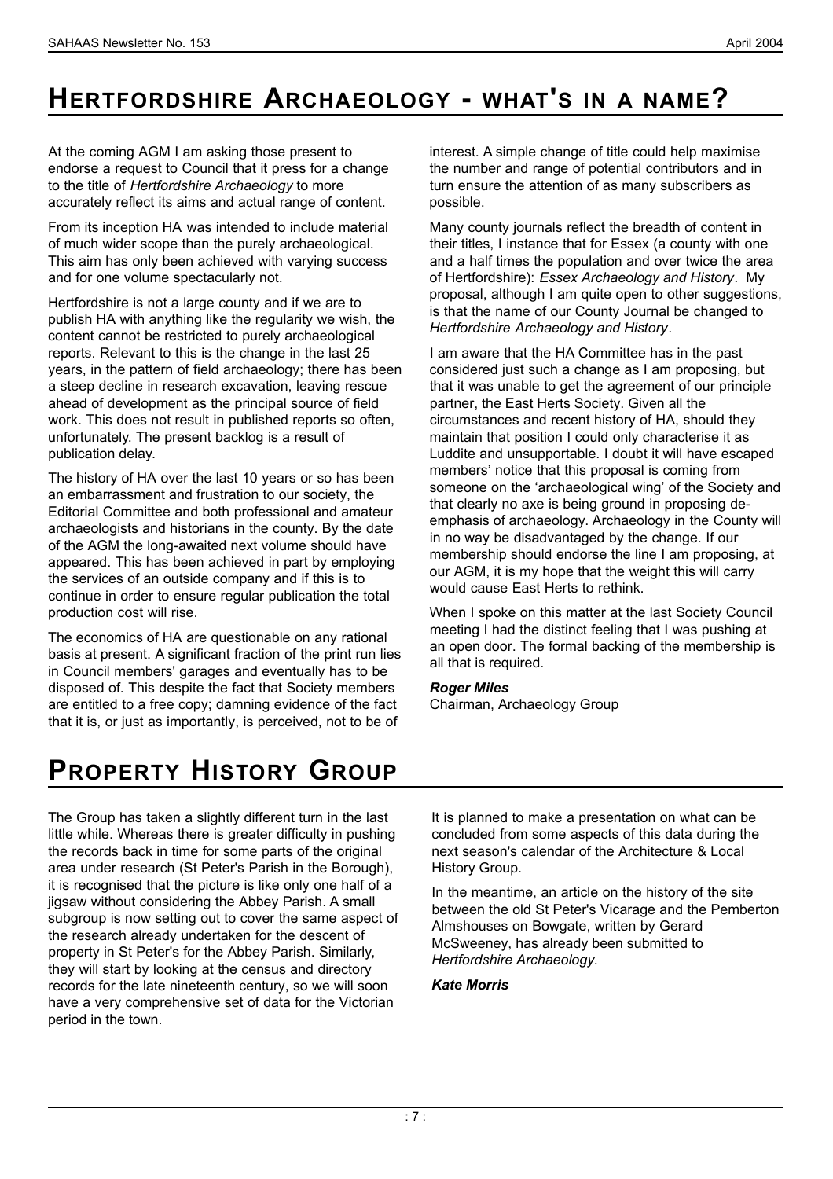# HERTFORDSHIRE ARCHAEOLOGY - WHAT'S IN A NAME?

At the coming AGM I am asking those present to endorse a request to Council that it press for a change to the title of *Hertfordshire Archaeology* to more accurately reflect its aims and actual range of content.

From its inception HA was intended to include material of much wider scope than the purely archaeological. This aim has only been achieved with varying success and for one volume spectacularly not.

Hertfordshire is not a large county and if we are to publish HA with anything like the regularity we wish, the content cannot be restricted to purely archaeological reports. Relevant to this is the change in the last 25 years, in the pattern of field archaeology; there has been a steep decline in research excavation, leaving rescue ahead of development as the principal source of field work. This does not result in published reports so often, unfortunately. The present backlog is a result of publication delay.

The history of HA over the last 10 years or so has been an embarrassment and frustration to our society, the Editorial Committee and both professional and amateur archaeologists and historians in the county. By the date of the AGM the long-awaited next volume should have appeared. This has been achieved in part by employing the services of an outside company and if this is to continue in order to ensure regular publication the total production cost will rise.

The economics of HA are questionable on any rational basis at present. A significant fraction of the print run lies in Council members' garages and eventually has to be disposed of. This despite the fact that Society members are entitled to a free copy; damning evidence of the fact that it is, or just as importantly, is perceived, not to be of interest. A simple change of title could help maximise the number and range of potential contributors and in turn ensure the attention of as many subscribers as possible.

Many county journals reflect the breadth of content in their titles, I instance that for Essex (a county with one and a half times the population and over twice the area of Hertfordshire): *Essex Archaeology and History*. My proposal, although I am quite open to other suggestions, is that the name of our County Journal be changed to *Hertfordshire Archaeology and History*.

I am aware that the HA Committee has in the past considered just such a change as I am proposing, but that it was unable to get the agreement of our principle partner, the East Herts Society. Given all the circumstances and recent history of HA, should they maintain that position I could only characterise it as Luddite and unsupportable. I doubt it will have escaped members' notice that this proposal is coming from someone on the 'archaeological wing' of the Society and that clearly no axe is being ground in proposing de-emphasis of archaeology. Archaeology in the County will in no way be disadvantaged by the change. If our membership should endorse the line I am proposing, at our AGM, it is my hope that the weight this will carry would cause East Herts to rethink.

When I spoke on this matter at the last Society Council meeting I had the distinct feeling that I was pushing at an open door. The formal backing of the membership is all that is required.

***Roger Miles***
Chairman, Archaeology Group

# PROPERTY HISTORY GROUP

The Group has taken a slightly different turn in the last little while. Whereas there is greater difficulty in pushing the records back in time for some parts of the original area under research (St Peter's Parish in the Borough), it is recognised that the picture is like only one half of a jigsaw without considering the Abbey Parish. A small subgroup is now setting out to cover the same aspect of the research already undertaken for the descent of property in St Peter's for the Abbey Parish. Similarly, they will start by looking at the census and directory records for the late nineteenth century, so we will soon have a very comprehensive set of data for the Victorian period in the town.

It is planned to make a presentation on what can be concluded from some aspects of this data during the next season's calendar of the Architecture & Local History Group.

In the meantime, an article on the history of the site between the old St Peter's Vicarage and the Pemberton Almshouses on Bowgate, written by Gerard McSweeney, has already been submitted to *Hertfordshire Archaeology*.

***Kate Morris***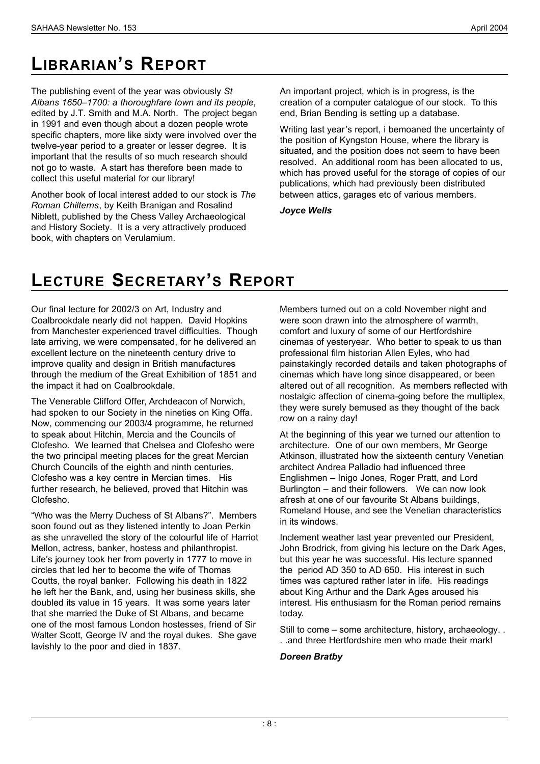# Librarian's Report

The publishing event of the year was obviously *St Albans 1650–1700: a thoroughfare town and its people*, edited by J.T. Smith and M.A. North. The project began in 1991 and even though about a dozen people wrote specific chapters, more like sixty were involved over the twelve-year period to a greater or lesser degree. It is important that the results of so much research should not go to waste. A start has therefore been made to collect this useful material for our library!

Another book of local interest added to our stock is *The Roman Chilterns*, by Keith Branigan and Rosalind Niblett, published by the Chess Valley Archaeological and History Society. It is a very attractively produced book, with chapters on Verulamium.

An important project, which is in progress, is the creation of a computer catalogue of our stock. To this end, Brian Bending is setting up a database.

Writing last year's report, i bemoaned the uncertainty of the position of Kyngston House, where the library is situated, and the position does not seem to have been resolved. An additional room has been allocated to us, which has proved useful for the storage of copies of our publications, which had previously been distributed between attics, garages etc of various members.

***Joyce Wells***

# Lecture Secretary's Report

Our final lecture for 2002/3 on Art, Industry and Coalbrookdale nearly did not happen. David Hopkins from Manchester experienced travel difficulties. Though late arriving, we were compensated, for he delivered an excellent lecture on the nineteenth century drive to improve quality and design in British manufactures through the medium of the Great Exhibition of 1851 and the impact it had on Coalbrookdale.

The Venerable Clifford Offer, Archdeacon of Norwich, had spoken to our Society in the nineties on King Offa. Now, commencing our 2003/4 programme, he returned to speak about Hitchin, Mercia and the Councils of Clofesho. We learned that Chelsea and Clofesho were the two principal meeting places for the great Mercian Church Councils of the eighth and ninth centuries. Clofesho was a key centre in Mercian times. His further research, he believed, proved that Hitchin was Clofesho.

"Who was the Merry Duchess of St Albans?". Members soon found out as they listened intently to Joan Perkin as she unravelled the story of the colourful life of Harriot Mellon, actress, banker, hostess and philanthropist. Life's journey took her from poverty in 1777 to move in circles that led her to become the wife of Thomas Coutts, the royal banker. Following his death in 1822 he left her the Bank, and, using her business skills, she doubled its value in 15 years. It was some years later that she married the Duke of St Albans, and became one of the most famous London hostesses, friend of Sir Walter Scott, George IV and the royal dukes. She gave lavishly to the poor and died in 1837.

Members turned out on a cold November night and were soon drawn into the atmosphere of warmth, comfort and luxury of some of our Hertfordshire cinemas of yesteryear. Who better to speak to us than professional film historian Allen Eyles, who had painstakingly recorded details and taken photographs of cinemas which have long since disappeared, or been altered out of all recognition. As members reflected with nostalgic affection of cinema-going before the multiplex, they were surely bemused as they thought of the back row on a rainy day!

At the beginning of this year we turned our attention to architecture. One of our own members, Mr George Atkinson, illustrated how the sixteenth century Venetian architect Andrea Palladio had influenced three Englishmen – Inigo Jones, Roger Pratt, and Lord Burlington – and their followers. We can now look afresh at one of our favourite St Albans buildings, Romeland House, and see the Venetian characteristics in its windows.

Inclement weather last year prevented our President, John Brodrick, from giving his lecture on the Dark Ages, but this year he was successful. His lecture spanned the period AD 350 to AD 650. His interest in such times was captured rather later in life. His readings about King Arthur and the Dark Ages aroused his interest. His enthusiasm for the Roman period remains today.

Still to come – some architecture, history, archaeology. . . .and three Hertfordshire men who made their mark!

***Doreen Bratby***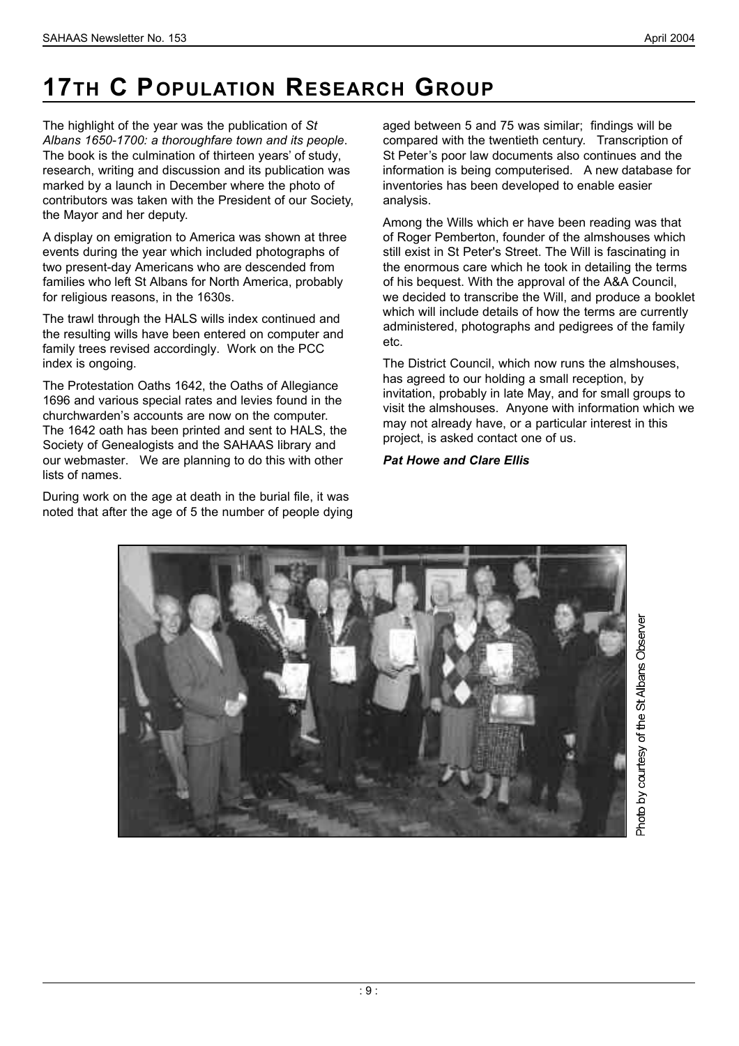# 17TH C POPULATION RESEARCH GROUP

The highlight of the year was the publication of *St Albans 1650-1700: a thoroughfare town and its people*. The book is the culmination of thirteen years' of study, research, writing and discussion and its publication was marked by a launch in December where the photo of contributors was taken with the President of our Society, the Mayor and her deputy.

A display on emigration to America was shown at three events during the year which included photographs of two present-day Americans who are descended from families who left St Albans for North America, probably for religious reasons, in the 1630s.

The trawl through the HALS wills index continued and the resulting wills have been entered on computer and family trees revised accordingly. Work on the PCC index is ongoing.

The Protestation Oaths 1642, the Oaths of Allegiance 1696 and various special rates and levies found in the churchwarden's accounts are now on the computer. The 1642 oath has been printed and sent to HALS, the Society of Genealogists and the SAHAAS library and our webmaster. We are planning to do this with other lists of names.

During work on the age at death in the burial file, it was noted that after the age of 5 the number of people dying aged between 5 and 75 was similar; findings will be compared with the twentieth century. Transcription of St Peter's poor law documents also continues and the information is being computerised. A new database for inventories has been developed to enable easier analysis.

Among the Wills which er have been reading was that of Roger Pemberton, founder of the almshouses which still exist in St Peter's Street. The Will is fascinating in the enormous care which he took in detailing the terms of his bequest. With the approval of the A&A Council, we decided to transcribe the Will, and produce a booklet which will include details of how the terms are currently administered, photographs and pedigrees of the family etc.

The District Council, which now runs the almshouses, has agreed to our holding a small reception, by invitation, probably in late May, and for small groups to visit the almshouses. Anyone with information which we may not already have, or a particular interest in this project, is asked contact one of us.

***Pat Howe and Clare Ellis***

Photo by courtesy of the St Albans Observer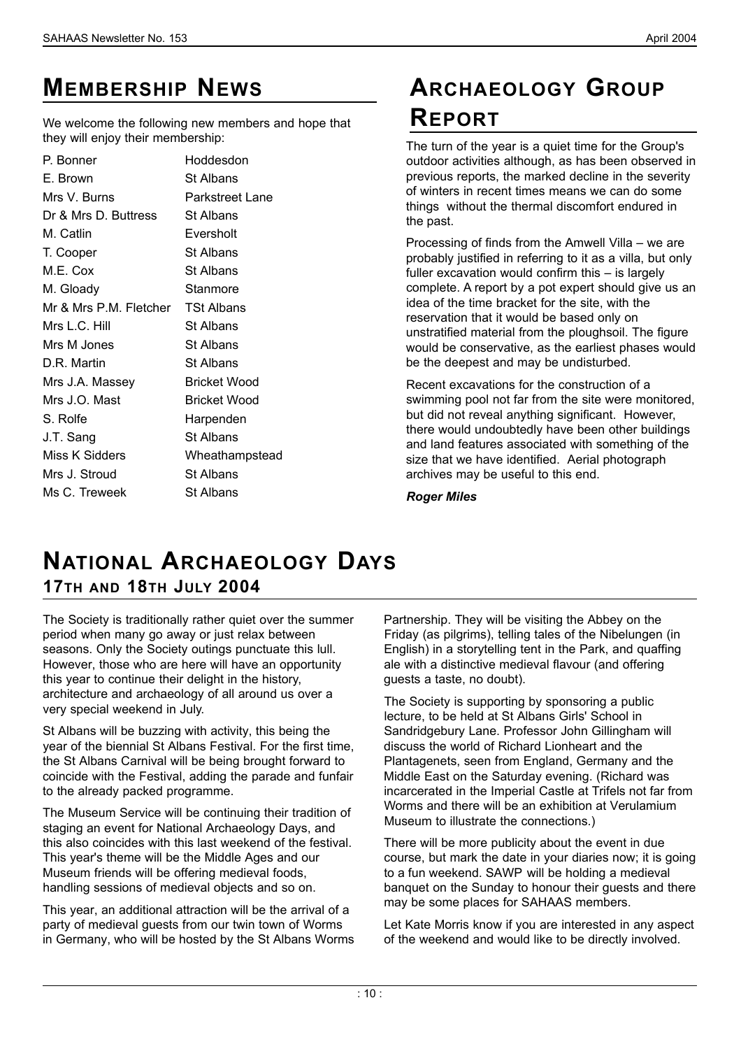## Membership News

We welcome the following new members and hope that they will enjoy their membership:

| | |
|---|---|
| P. Bonner | Hoddesdon |
| E. Brown | St Albans |
| Mrs V. Burns | Parkstreet Lane |
| Dr & Mrs D. Buttress | St Albans |
| M. Catlin | Eversholt |
| T. Cooper | St Albans |
| M.E. Cox | St Albans |
| M. Gloady | Stanmore |
| Mr & Mrs P.M. Fletcher | TSt Albans |
| Mrs L.C. Hill | St Albans |
| Mrs M Jones | St Albans |
| D.R. Martin | St Albans |
| Mrs J.A. Massey | Bricket Wood |
| Mrs J.O. Mast | Bricket Wood |
| S. Rolfe | Harpenden |
| J.T. Sang | St Albans |
| Miss K Sidders | Wheathampstead |
| Mrs J. Stroud | St Albans |
| Ms C. Treweek | St Albans |

## Archaeology Group Report

The turn of the year is a quiet time for the Group's outdoor activities although, as has been observed in previous reports, the marked decline in the severity of winters in recent times means we can do some things without the thermal discomfort endured in the past.

Processing of finds from the Amwell Villa – we are probably justified in referring to it as a villa, but only fuller excavation would confirm this – is largely complete. A report by a pot expert should give us an idea of the time bracket for the site, with the reservation that it would be based only on unstratified material from the ploughsoil. The figure would be conservative, as the earliest phases would be the deepest and may be undisturbed.

Recent excavations for the construction of a swimming pool not far from the site were monitored, but did not reveal anything significant. However, there would undoubtedly have been other buildings and land features associated with something of the size that we have identified. Aerial photograph archives may be useful to this end.

***Roger Miles***

## National Archaeology Days

### 17th and 18th July 2004

The Society is traditionally rather quiet over the summer period when many go away or just relax between seasons. Only the Society outings punctuate this lull. However, those who are here will have an opportunity this year to continue their delight in the history, architecture and archaeology of all around us over a very special weekend in July.

St Albans will be buzzing with activity, this being the year of the biennial St Albans Festival. For the first time, the St Albans Carnival will be being brought forward to coincide with the Festival, adding the parade and funfair to the already packed programme.

The Museum Service will be continuing their tradition of staging an event for National Archaeology Days, and this also coincides with this last weekend of the festival. This year's theme will be the Middle Ages and our Museum friends will be offering medieval foods, handling sessions of medieval objects and so on.

This year, an additional attraction will be the arrival of a party of medieval guests from our twin town of Worms in Germany, who will be hosted by the St Albans Worms Partnership. They will be visiting the Abbey on the Friday (as pilgrims), telling tales of the Nibelungen (in English) in a storytelling tent in the Park, and quaffing ale with a distinctive medieval flavour (and offering guests a taste, no doubt).

The Society is supporting by sponsoring a public lecture, to be held at St Albans Girls' School in Sandridgebury Lane. Professor John Gillingham will discuss the world of Richard Lionheart and the Plantagenets, seen from England, Germany and the Middle East on the Saturday evening. (Richard was incarcerated in the Imperial Castle at Trifels not far from Worms and there will be an exhibition at Verulamium Museum to illustrate the connections.)

There will be more publicity about the event in due course, but mark the date in your diaries now; it is going to a fun weekend. SAWP will be holding a medieval banquet on the Sunday to honour their guests and there may be some places for SAHAAS members.

Let Kate Morris know if you are interested in any aspect of the weekend and would like to be directly involved.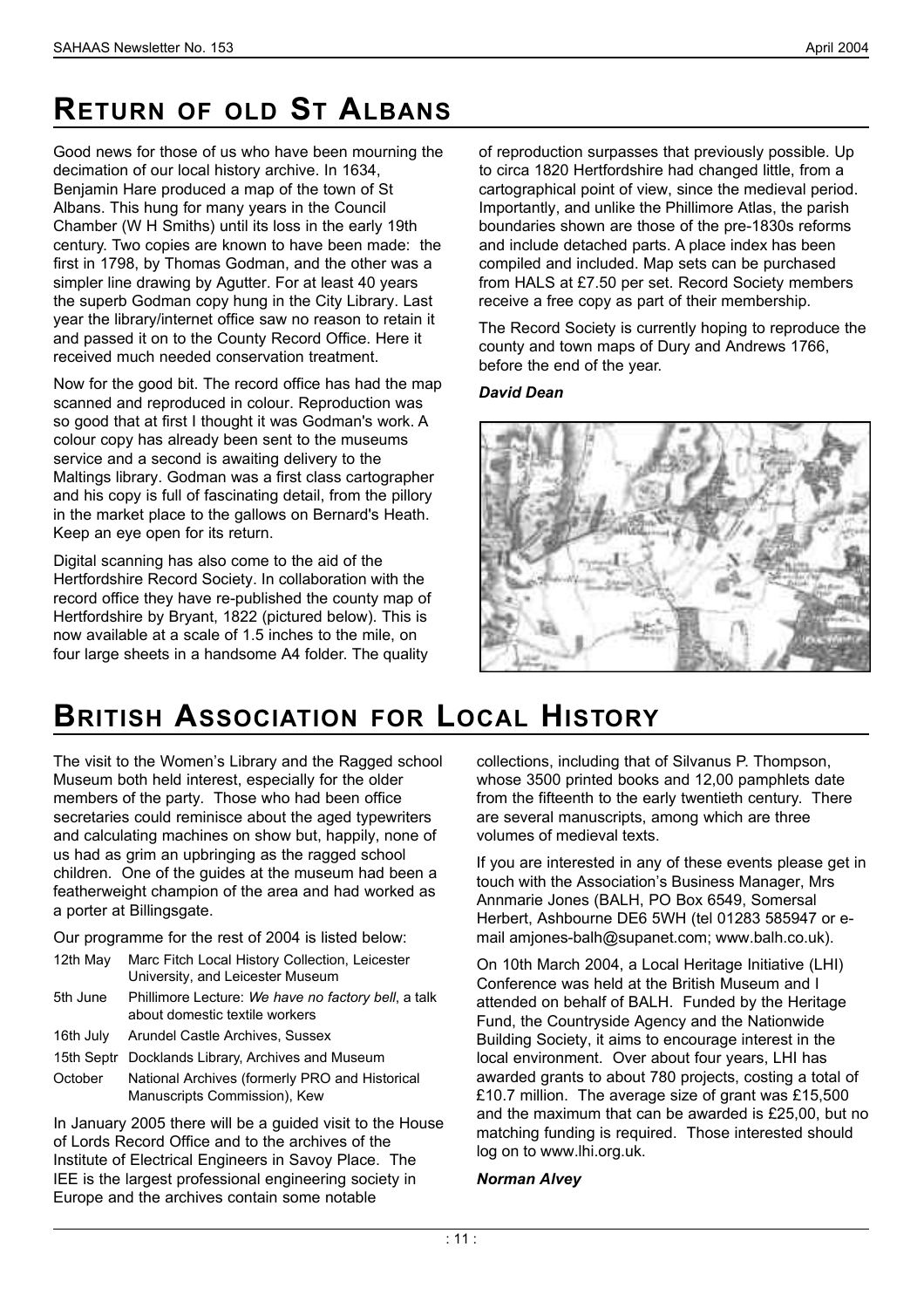# RETURN OF OLD ST ALBANS

Good news for those of us who have been mourning the decimation of our local history archive. In 1634, Benjamin Hare produced a map of the town of St Albans. This hung for many years in the Council Chamber (W H Smiths) until its loss in the early 19th century. Two copies are known to have been made: the first in 1798, by Thomas Godman, and the other was a simpler line drawing by Agutter. For at least 40 years the superb Godman copy hung in the City Library. Last year the library/internet office saw no reason to retain it and passed it on to the County Record Office. Here it received much needed conservation treatment.

Now for the good bit. The record office has had the map scanned and reproduced in colour. Reproduction was so good that at first I thought it was Godman's work. A colour copy has already been sent to the museums service and a second is awaiting delivery to the Maltings library. Godman was a first class cartographer and his copy is full of fascinating detail, from the pillory in the market place to the gallows on Bernard's Heath. Keep an eye open for its return.

Digital scanning has also come to the aid of the Hertfordshire Record Society. In collaboration with the record office they have re-published the county map of Hertfordshire by Bryant, 1822 (pictured below). This is now available at a scale of 1.5 inches to the mile, on four large sheets in a handsome A4 folder. The quality of reproduction surpasses that previously possible. Up to circa 1820 Hertfordshire had changed little, from a cartographical point of view, since the medieval period. Importantly, and unlike the Phillimore Atlas, the parish boundaries shown are those of the pre-1830s reforms and include detached parts. A place index has been compiled and included. Map sets can be purchased from HALS at £7.50 per set. Record Society members receive a free copy as part of their membership.

The Record Society is currently hoping to reproduce the county and town maps of Dury and Andrews 1766, before the end of the year.

***David Dean***

# BRITISH ASSOCIATION FOR LOCAL HISTORY

The visit to the Women's Library and the Ragged school Museum both held interest, especially for the older members of the party. Those who had been office secretaries could reminisce about the aged typewriters and calculating machines on show but, happily, none of us had as grim an upbringing as the ragged school children. One of the guides at the museum had been a featherweight champion of the area and had worked as a porter at Billingsgate.

Our programme for the rest of 2004 is listed below:

| | |
|---|---|
| 12th May | Marc Fitch Local History Collection, Leicester University, and Leicester Museum |
| 5th June | Phillimore Lecture: *We have no factory bell*, a talk about domestic textile workers |
| 16th July | Arundel Castle Archives, Sussex |
| 15th Septr | Docklands Library, Archives and Museum |
| October | National Archives (formerly PRO and Historical Manuscripts Commission), Kew |

In January 2005 there will be a guided visit to the House of Lords Record Office and to the archives of the Institute of Electrical Engineers in Savoy Place. The IEE is the largest professional engineering society in Europe and the archives contain some notable collections, including that of Silvanus P. Thompson, whose 3500 printed books and 12,00 pamphlets date from the fifteenth to the early twentieth century. There are several manuscripts, among which are three volumes of medieval texts.

If you are interested in any of these events please get in touch with the Association's Business Manager, Mrs Annmarie Jones (BALH, PO Box 6549, Somersal Herbert, Ashbourne DE6 5WH (tel 01283 585947 or e-mail amjones-balh@supanet.com; www.balh.co.uk).

On 10th March 2004, a Local Heritage Initiative (LHI) Conference was held at the British Museum and I attended on behalf of BALH. Funded by the Heritage Fund, the Countryside Agency and the Nationwide Building Society, it aims to encourage interest in the local environment. Over about four years, LHI has awarded grants to about 780 projects, costing a total of £10.7 million. The average size of grant was £15,500 and the maximum that can be awarded is £25,00, but no matching funding is required. Those interested should log on to www.lhi.org.uk.

***Norman Alvey***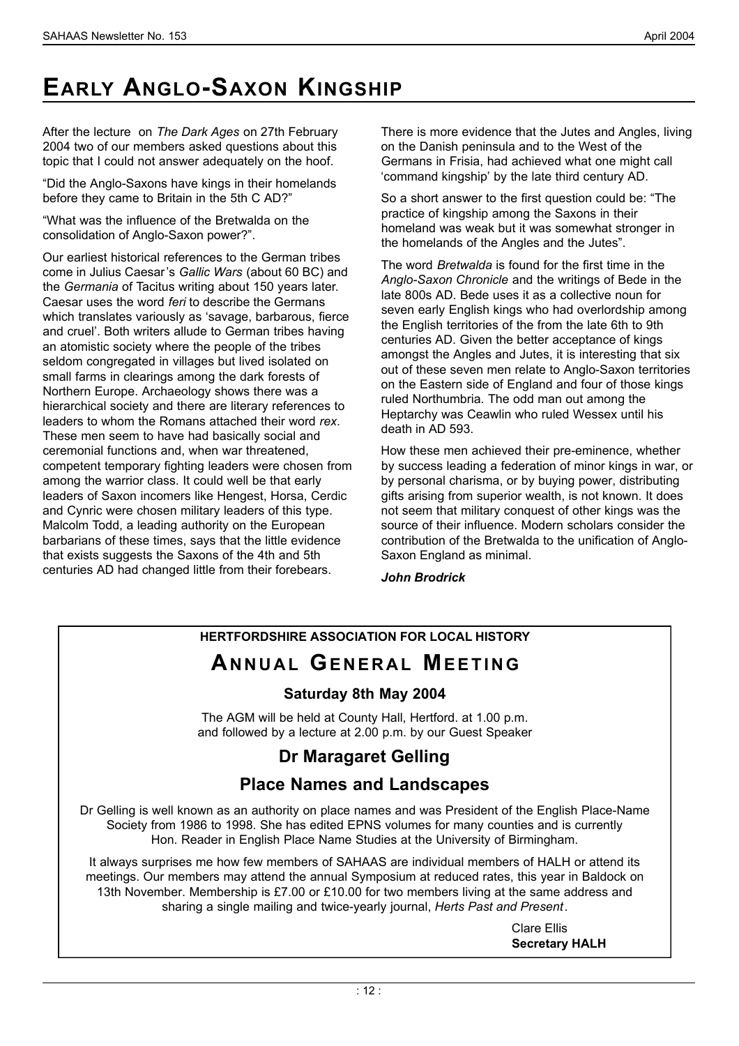# Early Anglo-Saxon Kingship

After the lecture on *The Dark Ages* on 27th February 2004 two of our members asked questions about this topic that I could not answer adequately on the hoof.

"Did the Anglo-Saxons have kings in their homelands before they came to Britain in the 5th C AD?"

"What was the influence of the Bretwalda on the consolidation of Anglo-Saxon power?".

Our earliest historical references to the German tribes come in Julius Caesar's *Gallic Wars* (about 60 BC) and the *Germania* of Tacitus writing about 150 years later. Caesar uses the word *feri* to describe the Germans which translates variously as 'savage, barbarous, fierce and cruel'. Both writers allude to German tribes having an atomistic society where the people of the tribes seldom congregated in villages but lived isolated on small farms in clearings among the dark forests of Northern Europe. Archaeology shows there was a hierarchical society and there are literary references to leaders to whom the Romans attached their word *rex*. These men seem to have had basically social and ceremonial functions and, when war threatened, competent temporary fighting leaders were chosen from among the warrior class. It could well be that early leaders of Saxon incomers like Hengest, Horsa, Cerdic and Cynric were chosen military leaders of this type. Malcolm Todd, a leading authority on the European barbarians of these times, says that the little evidence that exists suggests the Saxons of the 4th and 5th centuries AD had changed little from their forebears.

There is more evidence that the Jutes and Angles, living on the Danish peninsula and to the West of the Germans in Frisia, had achieved what one might call 'command kingship' by the late third century AD.

So a short answer to the first question could be: "The practice of kingship among the Saxons in their homeland was weak but it was somewhat stronger in the homelands of the Angles and the Jutes".

The word *Bretwalda* is found for the first time in the *Anglo-Saxon Chronicle* and the writings of Bede in the late 800s AD. Bede uses it as a collective noun for seven early English kings who had overlordship among the English territories of the from the late 6th to 9th centuries AD. Given the better acceptance of kings amongst the Angles and Jutes, it is interesting that six out of these seven men relate to Anglo-Saxon territories on the Eastern side of England and four of those kings ruled Northumbria. The odd man out among the Heptarchy was Ceawlin who ruled Wessex until his death in AD 593.

How these men achieved their pre-eminence, whether by success leading a federation of minor kings in war, or by personal charisma, or by buying power, distributing gifts arising from superior wealth, is not known. It does not seem that military conquest of other kings was the source of their influence. Modern scholars consider the contribution of the Bretwalda to the unification of Anglo-Saxon England as minimal.

***John Brodrick***

---

**HERTFORDSHIRE ASSOCIATION FOR LOCAL HISTORY**

## Annual General Meeting

### Saturday 8th May 2004

The AGM will be held at County Hall, Hertford. at 1.00 p.m. and followed by a lecture at 2.00 p.m. by our Guest Speaker

### Dr Maragaret Gelling

### Place Names and Landscapes

Dr Gelling is well known as an authority on place names and was President of the English Place-Name Society from 1986 to 1998. She has edited EPNS volumes for many counties and is currently Hon. Reader in English Place Name Studies at the University of Birmingham.

It always surprises me how few members of SAHAAS are individual members of HALH or attend its meetings. Our members may attend the annual Symposium at reduced rates, this year in Baldock on 13th November. Membership is £7.00 or £10.00 for two members living at the same address and sharing a single mailing and twice-yearly journal, *Herts Past and Present*.

Clare Ellis
**Secretary HALH**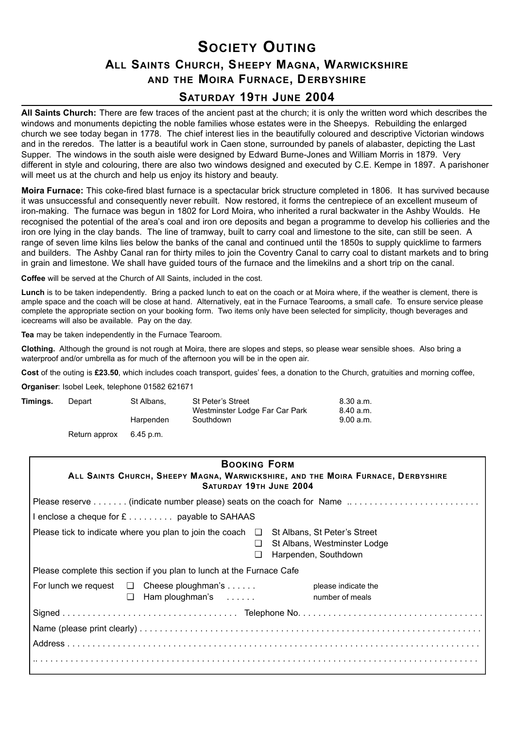# Society Outing

## All Saints Church, Sheepy Magna, Warwickshire and the Moira Furnace, Derbyshire

## Saturday 19th June 2004

**All Saints Church:** There are few traces of the ancient past at the church; it is only the written word which describes the windows and monuments depicting the noble families whose estates were in the Sheepys. Rebuilding the enlarged church we see today began in 1778. The chief interest lies in the beautifully coloured and descriptive Victorian windows and in the reredos. The latter is a beautiful work in Caen stone, surrounded by panels of alabaster, depicting the Last Supper. The windows in the south aisle were designed by Edward Burne-Jones and William Morris in 1879. Very different in style and colouring, there are also two windows designed and executed by C.E. Kempe in 1897. A parishoner will meet us at the church and help us enjoy its history and beauty.

**Moira Furnace:** This coke-fired blast furnace is a spectacular brick structure completed in 1806. It has survived because it was unsuccessful and consequently never rebuilt. Now restored, it forms the centrepiece of an excellent museum of iron-making. The furnace was begun in 1802 for Lord Moira, who inherited a rural backwater in the Ashby Woulds. He recognised the potential of the area's coal and iron ore deposits and began a programme to develop his collieries and the iron ore lying in the clay bands. The line of tramway, built to carry coal and limestone to the site, can still be seen. A range of seven lime kilns lies below the banks of the canal and continued until the 1850s to supply quicklime to farmers and builders. The Ashby Canal ran for thirty miles to join the Coventry Canal to carry coal to distant markets and to bring in grain and limestone. We shall have guided tours of the furnace and the limekilns and a short trip on the canal.

**Coffee** will be served at the Church of All Saints, included in the cost.

**Lunch** is to be taken independently. Bring a packed lunch to eat on the coach or at Moira where, if the weather is clement, there is ample space and the coach will be close at hand. Alternatively, eat in the Furnace Tearooms, a small cafe. To ensure service please complete the appropriate section on your booking form. Two items only have been selected for simplicity, though beverages and icecreams will also be available. Pay on the day.

**Tea** may be taken independently in the Furnace Tearoom.

**Clothing.** Although the ground is not rough at Moira, there are slopes and steps, so please wear sensible shoes. Also bring a waterproof and/or umbrella as for much of the afternoon you will be in the open air.

**Cost** of the outing is **£23.50**, which includes coach transport, guides' fees, a donation to the Church, gratuities and morning coffee,

**Organiser**: Isobel Leek, telephone 01582 621671

| | | | | |
|---|---|---|---|---|
| **Timings.** | Depart | St Albans, | St Peter's Street | 8.30 a.m. |
| | | | Westminster Lodge Far Car Park | 8.40 a.m. |
| | | Harpenden | Southdown | 9.00 a.m. |
| | Return approx | 6.45 p.m. | | |

---

## Booking Form

### All Saints Church, Sheepy Magna, Warwickshire, and the Moira Furnace, Derbyshire
### Saturday 19th June 2004

Please reserve . . . . . . . (indicate number please) seats on the coach for Name .. . . . . . . . . . . . . . . . . . . . . . . . .

I enclose a cheque for £ . . . . . . . . . payable to SAHAAS

Please tick to indicate where you plan to join the coach
- ❑ St Albans, St Peter's Street
- ❑ St Albans, Westminster Lodge
- ❑ Harpenden, Southdown

Please complete this section if you plan to lunch at the Furnace Cafe

For lunch we request
- ❑ Cheese ploughman's . . . . . .
- ❑ Ham ploughman's . . . . . .

please indicate the number of meals

Signed . . . . . . . . . . . . . . . . . . . . . . . . . . . . . . . . . . Telephone No. . . . . . . . . . . . . . . . . . . . . . . . . . . . . . . . . . . .

Name (please print clearly) . . . . . . . . . . . . . . . . . . . . . . . . . . . . . . . . . . . . . . . . . . . . . . . . . . . . . . . . . . . . . . . . .

Address . . . . . . . . . . . . . . . . . . . . . . . . . . . . . . . . . . . . . . . . . . . . . . . . . . . . . . . . . . . . . . . . . . . . . . . . . . . . . . .

.. . . . . . . . . . . . . . . . . . . . . . . . . . . . . . . . . . . . . . . . . . . . . . . . . . . . . . . . . . . . . . . . . . . . . . . . . . . . . . . . . . .